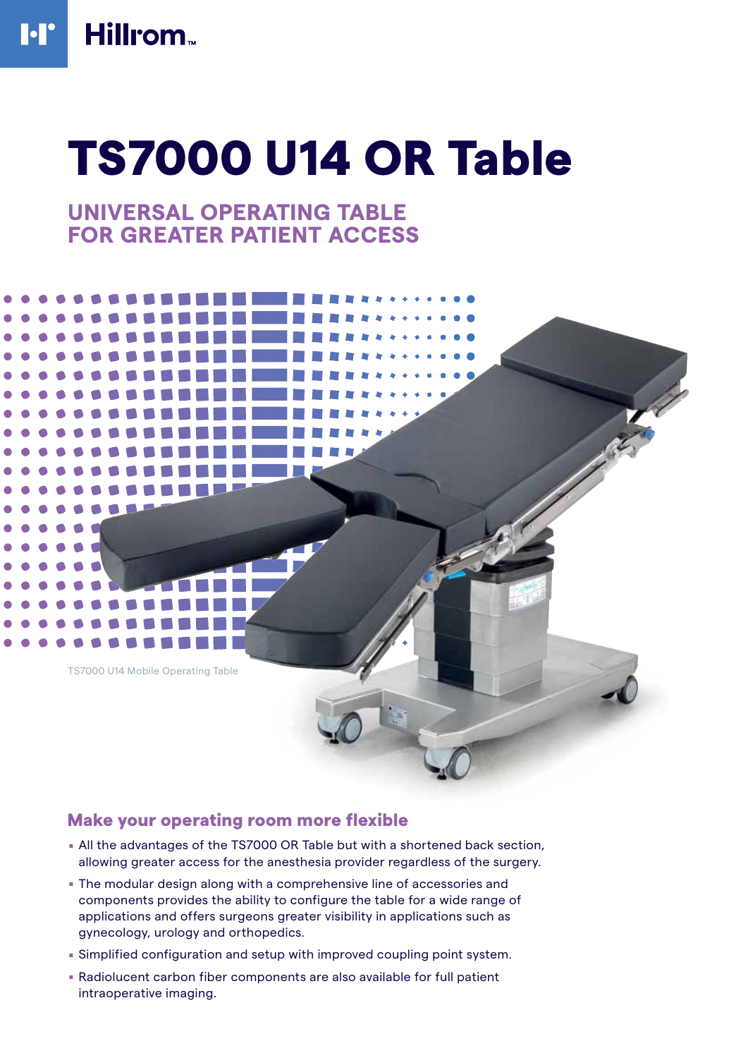Hillrom™

# TS7000 U14 OR Table

## UNIVERSAL OPERATING TABLE FOR GREATER PATIENT ACCESS

TS7000 U14 Mobile Operating Table

### Make your operating room more flexible

- All the advantages of the TS7000 OR Table but with a shortened back section, allowing greater access for the anesthesia provider regardless of the surgery.
- The modular design along with a comprehensive line of accessories and components provides the ability to configure the table for a wide range of applications and offers surgeons greater visibility in applications such as gynecology, urology and orthopedics.
- Simplified configuration and setup with improved coupling point system.
- Radiolucent carbon fiber components are also available for full patient intraoperative imaging.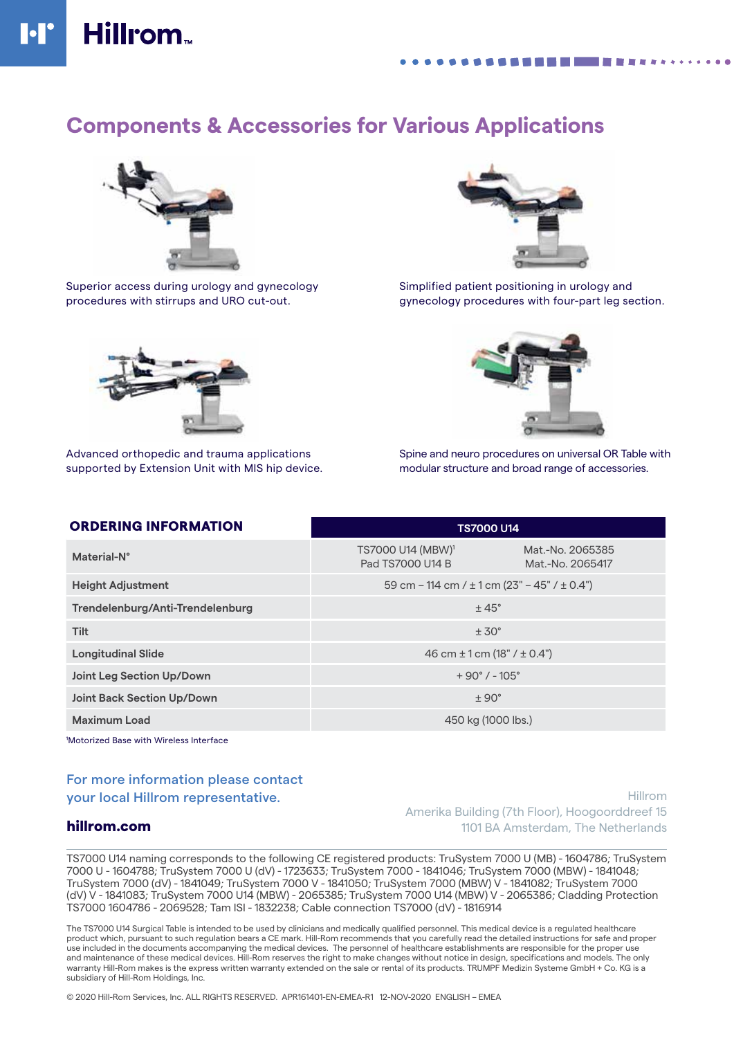## Components & Accessories for Various Applications

Superior access during urology and gynecology procedures with stirrups and URO cut-out.

Simplified patient positioning in urology and gynecology procedures with four-part leg section.

Advanced orthopedic and trauma applications supported by Extension Unit with MIS hip device.

Spine and neuro procedures on universal OR Table with modular structure and broad range of accessories.

| ORDERING INFORMATION | TS7000 U14 | |
|---|---|---|
| Material-N° | TS7000 U14 (MBW)[1]<br>Pad TS7000 U14 B | Mat.-No. 2065385<br>Mat.-No. 2065417 |
| Height Adjustment | 59 cm – 114 cm / ± 1 cm (23" – 45" / ± 0.4") | |
| Trendelenburg/Anti-Trendelenburg | ± 45° | |
| Tilt | ± 30° | |
| Longitudinal Slide | 46 cm ± 1 cm (18" / ± 0.4") | |
| Joint Leg Section Up/Down | + 90° / - 105° | |
| Joint Back Section Up/Down | ± 90° | |
| Maximum Load | 450 kg (1000 lbs.) | |

[1]Motorized Base with Wireless Interface

For more information please contact your local Hillrom representative.

**hillrom.com**

Hillrom
Amerika Building (7th Floor), Hoogoorddreef 15
1101 BA Amsterdam, The Netherlands

TS7000 U14 naming corresponds to the following CE registered products: TruSystem 7000 U (MB) - 1604786; TruSystem 7000 U - 1604788; TruSystem 7000 U (dV) - 1723633; TruSystem 7000 - 1841046; TruSystem 7000 (MBW) - 1841048; TruSystem 7000 (dV) - 1841049; TruSystem 7000 V - 1841050; TruSystem 7000 (MBW) V - 1841082; TruSystem 7000 (dV) V - 1841083; TruSystem 7000 U14 (MBW) - 2065385; TruSystem 7000 U14 (MBW) V - 2065386; Cladding Protection TS7000 1604786 - 2069528; Tam ISI - 1832238; Cable connection TS7000 (dV) - 1816914

The TS7000 U14 Surgical Table is intended to be used by clinicians and medically qualified personnel. This medical device is a regulated healthcare product which, pursuant to such regulation bears a CE mark. Hill-Rom recommends that you carefully read the detailed instructions for safe and proper use included in the documents accompanying the medical devices. The personnel of healthcare establishments are responsible for the proper use and maintenance of these medical devices. Hill-Rom reserves the right to make changes without notice in design, specifications and models. The only warranty Hill-Rom makes is the express written warranty extended on the sale or rental of its products. TRUMPF Medizin Systeme GmbH + Co. KG is a subsidiary of Hill-Rom Holdings, Inc.

© 2020 Hill-Rom Services, Inc. ALL RIGHTS RESERVED. APR161401-EN-EMEA-R1 12-NOV-2020 ENGLISH – EMEA